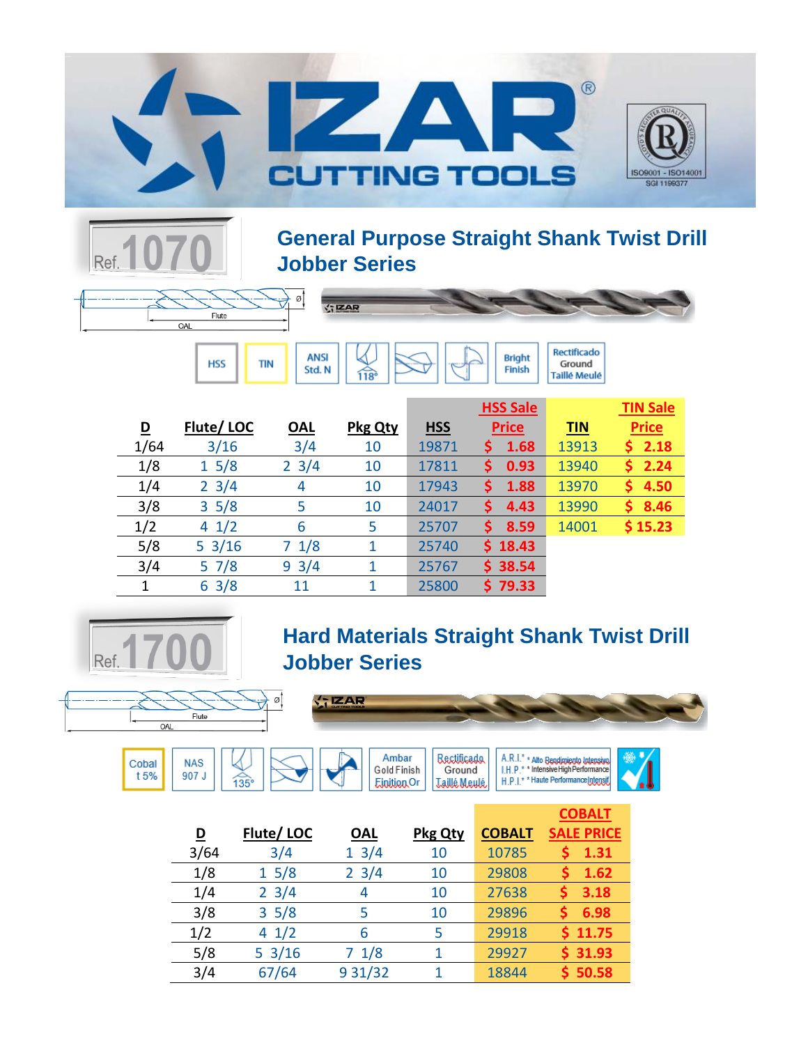# IZAR CUTTING TOOLS

ISO9001 - ISO14001
SGI 1199377

## Ref. 1070

## General Purpose Straight Shank Twist Drill Jobber Series

HSS | TIN | ANSI Std. N | 118° | Bright Finish | Rectificado Ground Taillé Meulé

| D | Flute/ LOC | OAL | Pkg Qty | HSS | HSS Sale Price | TIN | TIN Sale Price |
|---|---|---|---|---|---|---|---|
| 1/64 | 3/16 | 3/4 | 10 | 19871 | $ 1.68 | 13913 | $ 2.18 |
| 1/8 | 1 5/8 | 2 3/4 | 10 | 17811 | $ 0.93 | 13940 | $ 2.24 |
| 1/4 | 2 3/4 | 4 | 10 | 17943 | $ 1.88 | 13970 | $ 4.50 |
| 3/8 | 3 5/8 | 5 | 10 | 24017 | $ 4.43 | 13990 | $ 8.46 |
| 1/2 | 4 1/2 | 6 | 5 | 25707 | $ 8.59 | 14001 | $ 15.23 |
| 5/8 | 5 3/16 | 7 1/8 | 1 | 25740 | $ 18.43 | | |
| 3/4 | 5 7/8 | 9 3/4 | 1 | 25767 | $ 38.54 | | |
| 1 | 6 3/8 | 11 | 1 | 25800 | $ 79.33 | | |

## Ref. 1700

## Hard Materials Straight Shank Twist Drill Jobber Series

Cobal t 5% | NAS 907 J | 135° | Ambar Gold Finish Finition Or | Rectificado Ground Taillé Meulé | A.R.I.* * Alto Rendimiento Intensivo I.H.P.* * Intensive High Performance H.P.I.* * Haute Performance Intensif

| D | Flute/ LOC | OAL | Pkg Qty | COBALT | COBALT SALE PRICE |
|---|---|---|---|---|---|
| 3/64 | 3/4 | 1 3/4 | 10 | 10785 | $ 1.31 |
| 1/8 | 1 5/8 | 2 3/4 | 10 | 29808 | $ 1.62 |
| 1/4 | 2 3/4 | 4 | 10 | 27638 | $ 3.18 |
| 3/8 | 3 5/8 | 5 | 10 | 29896 | $ 6.98 |
| 1/2 | 4 1/2 | 6 | 5 | 29918 | $ 11.75 |
| 5/8 | 5 3/16 | 7 1/8 | 1 | 29927 | $ 31.93 |
| 3/4 | 67/64 | 9 31/32 | 1 | 18844 | $ 50.58 |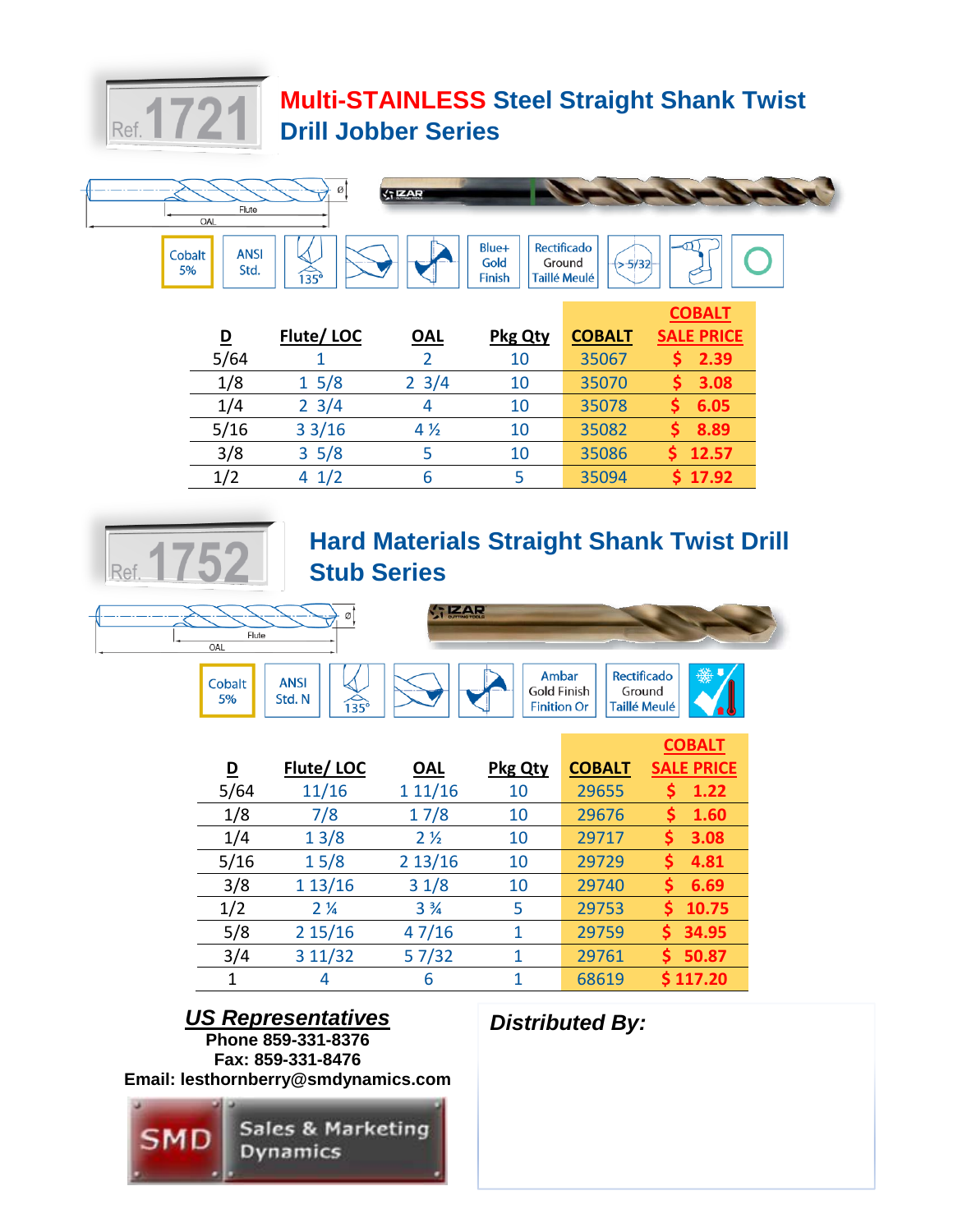# Ref. 1721 — Multi-STAINLESS Steel Straight Shank Twist Drill Jobber Series

Flute

OAL

Cobalt 5% | ANSI Std. | 135° | Blue+ Gold Finish | Rectificado Ground Taillé Meulé | > 5/32

| D | Flute/ LOC | OAL | Pkg Qty | COBALT | COBALT SALE PRICE |
|---|---|---|---|---|---|
| 5/64 | 1 | 2 | 10 | 35067 | $ 2.39 |
| 1/8 | 1 5/8 | 2 3/4 | 10 | 35070 | $ 3.08 |
| 1/4 | 2 3/4 | 4 | 10 | 35078 | $ 6.05 |
| 5/16 | 3 3/16 | 4 ½ | 10 | 35082 | $ 8.89 |
| 3/8 | 3 5/8 | 5 | 10 | 35086 | $ 12.57 |
| 1/2 | 4 1/2 | 6 | 5 | 35094 | $ 17.92 |

# Ref. 1752 — Hard Materials Straight Shank Twist Drill Stub Series

Flute

OAL

Cobalt 5% | ANSI Std. N | 135° | Ambar Gold Finish Finition Or | Rectificado Ground Taillé Meulé

| D | Flute/ LOC | OAL | Pkg Qty | COBALT | COBALT SALE PRICE |
|---|---|---|---|---|---|
| 5/64 | 11/16 | 1 11/16 | 10 | 29655 | $ 1.22 |
| 1/8 | 7/8 | 1 7/8 | 10 | 29676 | $ 1.60 |
| 1/4 | 1 3/8 | 2 ½ | 10 | 29717 | $ 3.08 |
| 5/16 | 1 5/8 | 2 13/16 | 10 | 29729 | $ 4.81 |
| 3/8 | 1 13/16 | 3 1/8 | 10 | 29740 | $ 6.69 |
| 1/2 | 2 ¼ | 3 ¾ | 5 | 29753 | $ 10.75 |
| 5/8 | 2 15/16 | 4 7/16 | 1 | 29759 | $ 34.95 |
| 3/4 | 3 11/32 | 5 7/32 | 1 | 29761 | $ 50.87 |
| 1 | 4 | 6 | 1 | 68619 | $ 117.20 |

***US Representatives***

**Phone 859-331-8376**
**Fax: 859-331-8476**
**Email: lesthornberry@smdynamics.com**

SMD Sales & Marketing Dynamics

***Distributed By:***